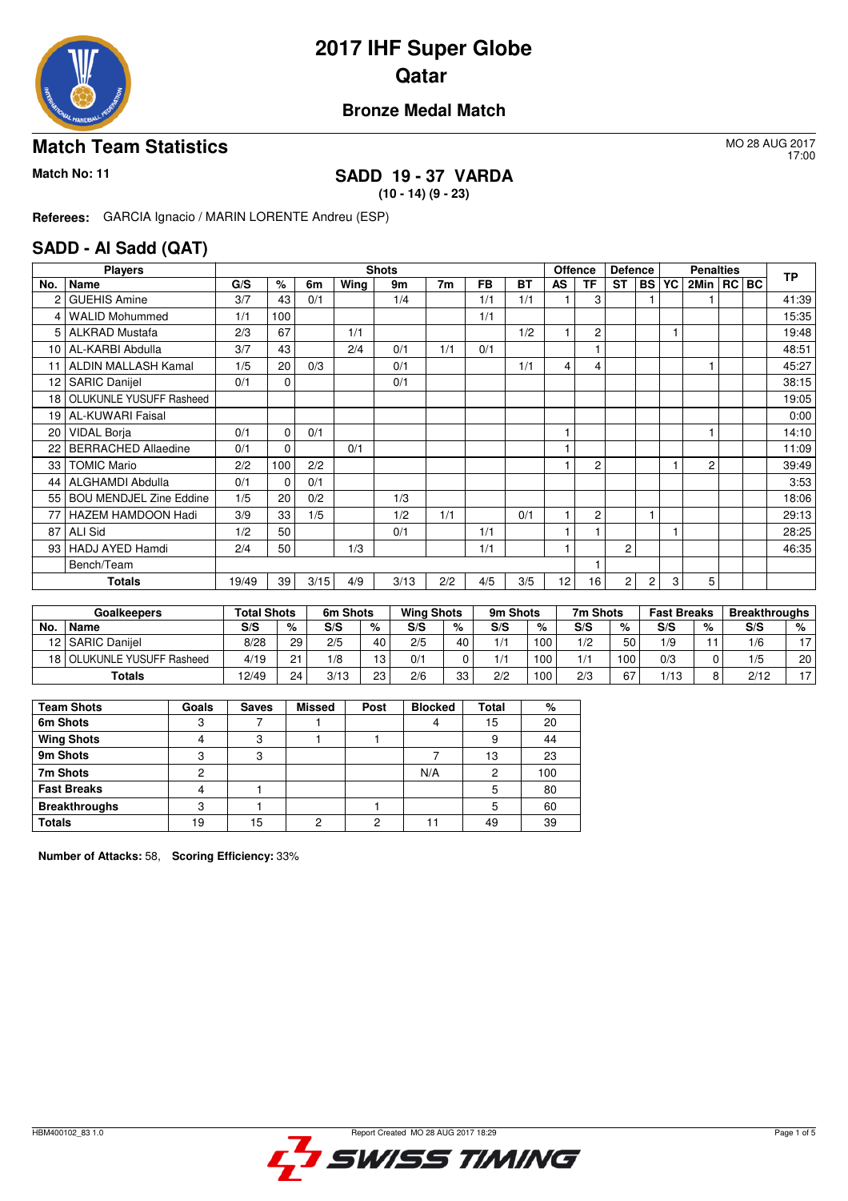# 2017 IHF Super Globe

# Qatar

## Bronze Medal Match

## Match Team Statistics

MO 28 AUG 2017
17:00

**Match No: 11**

### SADD 19 - 37 VARDA

**(10 - 14) (9 - 23)**

**Referees:** GARCIA Ignacio / MARIN LORENTE Andreu (ESP)

## SADD - Al Sadd (QAT)

| Players | | Shots | | | | | | | | Offence | | Defence | | Penalties | | | | | TP |
|---|---|---|---|---|---|---|---|---|---|---|---|---|---|---|---|---|---|---|---|
| No. | Name | G/S | % | 6m | Wing | 9m | 7m | FB | BT | AS | TF | ST | BS | YC | 2Min | RC | BC | | |
| 2 | GUEHIS Amine | 3/7 | 43 | 0/1 | | 1/4 | | 1/1 | 1/1 | 1 | 3 | | 1 | | 1 | | | | 41:39 |
| 4 | WALID Mohummed | 1/1 | 100 | | | | | 1/1 | | | | | | | | | | | 15:35 |
| 5 | ALKRAD Mustafa | 2/3 | 67 | | 1/1 | | | | 1/2 | 1 | 2 | | | 1 | | | | | 19:48 |
| 10 | AL-KARBI Abdulla | 3/7 | 43 | | 2/4 | 0/1 | 1/1 | 0/1 | | | 1 | | | | | | | | 48:51 |
| 11 | ALDIN MALLASH Kamal | 1/5 | 20 | 0/3 | | 0/1 | | | 1/1 | 4 | 4 | | | | 1 | | | | 45:27 |
| 12 | SARIC Danijel | 0/1 | 0 | | | 0/1 | | | | | | | | | | | | | 38:15 |
| 18 | OLUKUNLE YUSUFF Rasheed | | | | | | | | | | | | | | | | | | 19:05 |
| 19 | AL-KUWARI Faisal | | | | | | | | | | | | | | | | | | 0:00 |
| 20 | VIDAL Borja | 0/1 | 0 | 0/1 | | | | | | 1 | | | | | 1 | | | | 14:10 |
| 22 | BERRACHED Allaedine | 0/1 | 0 | | 0/1 | | | | | 1 | | | | | | | | | 11:09 |
| 33 | TOMIC Mario | 2/2 | 100 | 2/2 | | | | | | 1 | 2 | | | 1 | 2 | | | | 39:49 |
| 44 | ALGHAMDI Abdulla | 0/1 | 0 | 0/1 | | | | | | | | | | | | | | | 3:53 |
| 55 | BOU MENDJEL Zine Eddine | 1/5 | 20 | 0/2 | | 1/3 | | | | | | | | | | | | | 18:06 |
| 77 | HAZEM HAMDOON Hadi | 3/9 | 33 | 1/5 | | 1/2 | 1/1 | | 0/1 | 1 | 2 | | 1 | | | | | | 29:13 |
| 87 | ALI Sid | 1/2 | 50 | | | 0/1 | | 1/1 | | 1 | 1 | | | 1 | | | | | 28:25 |
| 93 | HADJ AYED Hamdi | 2/4 | 50 | | 1/3 | | | 1/1 | | 1 | | 2 | | | | | | | 46:35 |
| | Bench/Team | | | | | | | | | | 1 | | | | | | | | |
| | **Totals** | 19/49 | 39 | 3/15 | 4/9 | 3/13 | 2/2 | 4/5 | 3/5 | 12 | 16 | 2 | 2 | 3 | 5 | | | | |

| Goalkeepers | | Total Shots | | 6m Shots | | Wing Shots | | 9m Shots | | 7m Shots | | Fast Breaks | | Breakthroughs | |
|---|---|---|---|---|---|---|---|---|---|---|---|---|---|---|---|
| No. | Name | S/S | % | S/S | % | S/S | % | S/S | % | S/S | % | S/S | % | S/S | % |
| 12 | SARIC Danijel | 8/28 | 29 | 2/5 | 40 | 2/5 | 40 | 1/1 | 100 | 1/2 | 50 | 1/9 | 11 | 1/6 | 17 |
| 18 | OLUKUNLE YUSUFF Rasheed | 4/19 | 21 | 1/8 | 13 | 0/1 | 0 | 1/1 | 100 | 1/1 | 100 | 0/3 | 0 | 1/5 | 20 |
| | **Totals** | 12/49 | 24 | 3/13 | 23 | 2/6 | 33 | 2/2 | 100 | 2/3 | 67 | 1/13 | 8 | 2/12 | 17 |

| Team Shots | Goals | Saves | Missed | Post | Blocked | Total | % |
|---|---|---|---|---|---|---|---|
| **6m Shots** | 3 | 7 | 1 | | 4 | 15 | 20 |
| **Wing Shots** | 4 | 3 | 1 | 1 | | 9 | 44 |
| **9m Shots** | 3 | 3 | | | 7 | 13 | 23 |
| **7m Shots** | 2 | | | | N/A | 2 | 100 |
| **Fast Breaks** | 4 | 1 | | | | 5 | 80 |
| **Breakthroughs** | 3 | 1 | | 1 | | 5 | 60 |
| **Totals** | 19 | 15 | 2 | 2 | 11 | 49 | 39 |

**Number of Attacks:** 58, **Scoring Efficiency:** 33%

HBM400102_83 1.0 Report Created MO 28 AUG 2017 18:29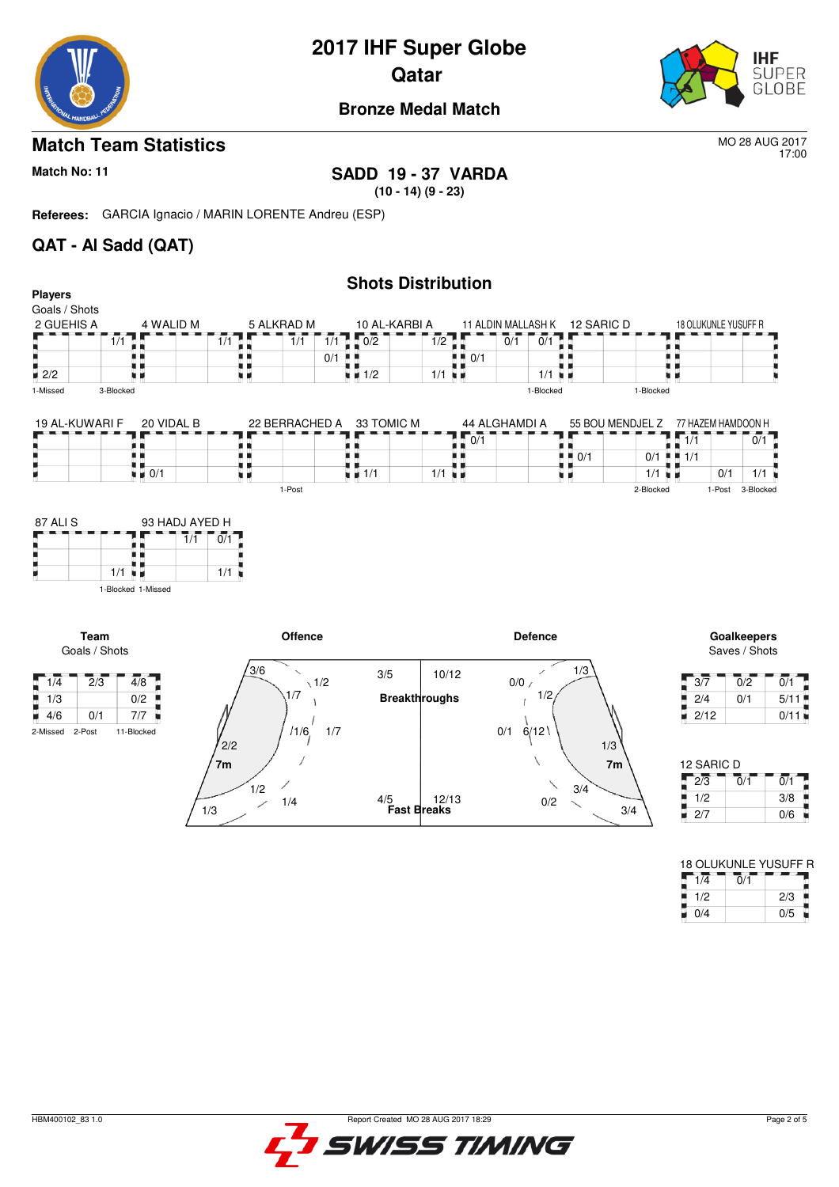# 2017 IHF Super Globe
# Qatar

### Bronze Medal Match

## Match Team Statistics

MO 28 AUG 2017
17:00

**Match No: 11**

**SADD 19 - 37 VARDA**
**(10 - 14) (9 - 23)**

**Referees:** GARCIA Ignacio / MARIN LORENTE Andreu (ESP)

## QAT - Al Sadd (QAT)

### Shots Distribution

**Players**
Goals / Shots

**2 GUEHIS A**

| | | |
|---|---|---|
| | | 1/1 |
| | | |
| 2/2 | | |

1-Missed 3-Blocked

**4 WALID M**

| | | |
|---|---|---|
| | | 1/1 |
| | | |
| | | |

**5 ALKRAD M**

| | | |
|---|---|---|
| | | 1/1 |
| | | |
| | | |

**10 AL-KARBI A**

| | | |
|---|---|---|
| 0/2 | | 1/2 |
| | | |
| 1/2 | | 1/1 |

**11 ALDIN MALLASH K**

| | | |
|---|---|---|
| | 0/1 | 0/1 |
| 0/1 | | |
| | | 1/1 |

1-Blocked

**12 SARIC D**

| | | |
|---|---|---|
| | | |
| | | |
| | | |

1-Blocked

**18 OLUKUNLE YUSUFF R**

| | | |
|---|---|---|
| | | |
| | | |
| | | |

**19 AL-KUWARI F**

| | | |
|---|---|---|
| | | |
| | | |
| | | |

**20 VIDAL B**

| | | |
|---|---|---|
| | | |
| | | |
| 0/1 | | |

**22 BERRACHED A**

| | | |
|---|---|---|
| | | |
| | | |
| | | |

1-Post

**33 TOMIC M**

| | | |
|---|---|---|
| | | |
| | | |
| 1/1 | | 1/1 |

**44 ALGHAMDI A**

| | | |
|---|---|---|
| 0/1 | | |
| | | |
| | | |

**55 BOU MENDJEL Z**

| | | |
|---|---|---|
| | | |
| 0/1 | | 0/1 |
| | | 1/1 |

2-Blocked

**77 HAZEM HAMDOON H**

| | | |
|---|---|---|
| 1/1 | | 0/1 |
| 1/1 | | |
| | 0/1 | 1/1 |

1-Post 3-Blocked

**87 ALI S**

| | | |
|---|---|---|
| | | |
| | | |
| | | 1/1 |

1-Blocked

**93 HADJ AYED H**

| | | |
|---|---|---|
| | 1/1 | 0/1 |
| | | |
| | | 1/1 |

1-Missed

**Team**
Goals / Shots

| | | |
|---|---|---|
| 1/4 | 2/3 | 4/8 |
| 1/3 | | 0/2 |
| 4/6 | 0/1 | 7/7 |

2-Missed 2-Post 11-Blocked

**Offence**

- 3/6, 1/2, 1/7, 1/6, 1/7, 2/2, 7m, 1/2, 1/4, 1/3
- Breakthroughs: 3/5
- Fast Breaks: 4/5

**Defence**

- Breakthroughs: 10/12
- Fast Breaks: 12/13
- 0/0, 1/3, 1/2, 0/1, 6/12, 1/3, 7m, 3/4, 0/2, 3/4

**Goalkeepers**
Saves / Shots

| | | |
|---|---|---|
| 3/7 | 0/2 | 0/1 |
| 2/4 | 0/1 | 5/11 |
| 2/12 | | 0/11 |

**12 SARIC D**

| | | |
|---|---|---|
| 2/3 | 0/1 | 0/1 |
| 1/2 | | 3/8 |
| 2/7 | | 0/6 |

**18 OLUKUNLE YUSUFF R**

| | | |
|---|---|---|
| 1/4 | 0/1 | |
| 1/2 | | 2/3 |
| 0/4 | | 0/5 |

HBM400102_83 1.0 Report Created MO 28 AUG 2017 18:29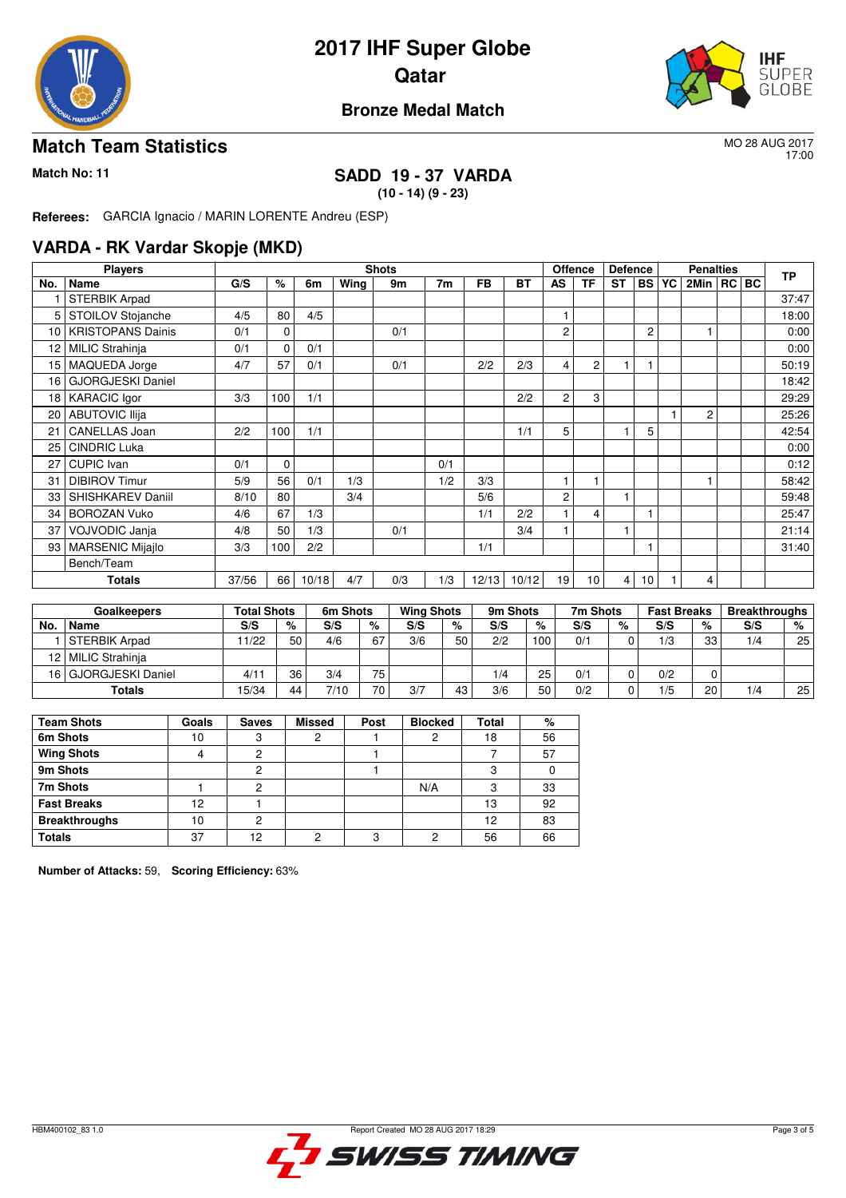# 2017 IHF Super Globe
## Qatar

### Bronze Medal Match

## Match Team Statistics

MO 28 AUG 2017
17:00

**Match No: 11**

**SADD 19 - 37 VARDA**
**(10 - 14) (9 - 23)**

**Referees:** GARCIA Ignacio / MARIN LORENTE Andreu (ESP)

## VARDA - RK Vardar Skopje (MKD)

| Players | | Shots | | | | | | | | Offence | | Defence | | Penalties | | | | TP |
|---|---|---|---|---|---|---|---|---|---|---|---|---|---|---|---|---|---|---|
| No. | Name | G/S | % | 6m | Wing | 9m | 7m | FB | BT | AS | TF | ST | BS | YC | 2Min | RC | BC | |
| 1 | STERBIK Arpad | | | | | | | | | | | | | | | | | 37:47 |
| 5 | STOILOV Stojanche | 4/5 | 80 | 4/5 | | | | | | 1 | | | | | | | | 18:00 |
| 10 | KRISTOPANS Dainis | 0/1 | 0 | | | 0/1 | | | | 2 | | | 2 | | 1 | | | 0:00 |
| 12 | MILIC Strahinja | 0/1 | 0 | 0/1 | | | | | | | | | | | | | | 0:00 |
| 15 | MAQUEDA Jorge | 4/7 | 57 | 0/1 | | 0/1 | | 2/2 | 2/3 | 4 | 2 | 1 | 1 | | | | | 50:19 |
| 16 | GJORGJESKI Daniel | | | | | | | | | | | | | | | | | 18:42 |
| 18 | KARACIC Igor | 3/3 | 100 | 1/1 | | | | | 2/2 | 2 | 3 | | | | | | | 29:29 |
| 20 | ABUTOVIC Ilija | | | | | | | | | | | | | 1 | 2 | | | 25:26 |
| 21 | CANELLAS Joan | 2/2 | 100 | 1/1 | | | | | 1/1 | 5 | | 1 | 5 | | | | | 42:54 |
| 25 | CINDRIC Luka | | | | | | | | | | | | | | | | | 0:00 |
| 27 | CUPIC Ivan | 0/1 | 0 | | | | 0/1 | | | | | | | | | | | 0:12 |
| 31 | DIBIROV Timur | 5/9 | 56 | 0/1 | 1/3 | | 1/2 | 3/3 | | 1 | 1 | | | | 1 | | | 58:42 |
| 33 | SHISHKAREV Daniil | 8/10 | 80 | | 3/4 | | | 5/6 | | 2 | | 1 | | | | | | 59:48 |
| 34 | BOROZAN Vuko | 4/6 | 67 | 1/3 | | | | 1/1 | 2/2 | 1 | 4 | | 1 | | | | | 25:47 |
| 37 | VOJVODIC Janja | 4/8 | 50 | 1/3 | | 0/1 | | | 3/4 | 1 | | 1 | | | | | | 21:14 |
| 93 | MARSENIC Mijajlo | 3/3 | 100 | 2/2 | | | | 1/1 | | | | | 1 | | | | | 31:40 |
| | Bench/Team | | | | | | | | | | | | | | | | | |
| | **Totals** | 37/56 | 66 | 10/18 | 4/7 | 0/3 | 1/3 | 12/13 | 10/12 | 19 | 10 | 4 | 10 | 1 | 4 | | | |

| Goalkeepers | | Total Shots | | 6m Shots | | Wing Shots | | 9m Shots | | 7m Shots | | Fast Breaks | | Breakthroughs | |
|---|---|---|---|---|---|---|---|---|---|---|---|---|---|---|---|
| No. | Name | S/S | % | S/S | % | S/S | % | S/S | % | S/S | % | S/S | % | S/S | % |
| 1 | STERBIK Arpad | 11/22 | 50 | 4/6 | 67 | 3/6 | 50 | 2/2 | 100 | 0/1 | 0 | 1/3 | 33 | 1/4 | 25 |
| 12 | MILIC Strahinja | | | | | | | | | | | | | | |
| 16 | GJORGJESKI Daniel | 4/11 | 36 | 3/4 | 75 | | | 1/4 | 25 | 0/1 | 0 | 0/2 | 0 | | |
| | **Totals** | 15/34 | 44 | 7/10 | 70 | 3/7 | 43 | 3/6 | 50 | 0/2 | 0 | 1/5 | 20 | 1/4 | 25 |

| Team Shots | Goals | Saves | Missed | Post | Blocked | Total | % |
|---|---|---|---|---|---|---|---|
| 6m Shots | 10 | 3 | 2 | 1 | 2 | 18 | 56 |
| Wing Shots | 4 | 2 | | 1 | | 7 | 57 |
| 9m Shots | | 2 | | 1 | | 3 | 0 |
| 7m Shots | 1 | 2 | | | N/A | 3 | 33 |
| Fast Breaks | 12 | 1 | | | | 13 | 92 |
| Breakthroughs | 10 | 2 | | | | 12 | 83 |
| **Totals** | 37 | 12 | 2 | 3 | 2 | 56 | 66 |

**Number of Attacks:** 59, **Scoring Efficiency:** 63%

HBM400102_83 1.0 — Report Created MO 28 AUG 2017 18:29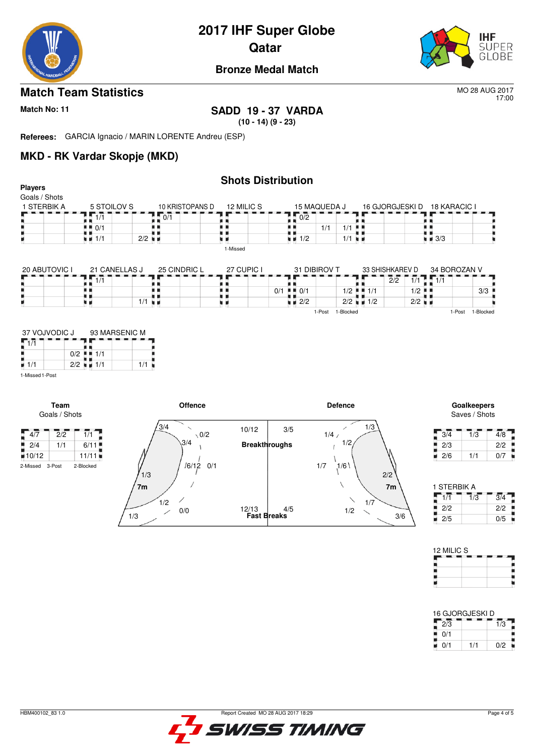# 2017 IHF Super Globe
## Qatar
### Bronze Medal Match

## Match Team Statistics

MO 28 AUG 2017
17:00

**Match No: 11**

**SADD 19 - 37 VARDA**
**(10 - 14) (9 - 23)**

**Referees:** GARCIA Ignacio / MARIN LORENTE Andreu (ESP)

## MKD - RK Vardar Skopje (MKD)

### Shots Distribution

**Players**
Goals / Shots

**1 STERBIK A**

| | | |
|---|---|---|
| | | |
| | | |
| | | |

**5 STOILOV S**

| | | |
|---|---|---|
| 1/1 | | |
| 0/1 | | |
| 1/1 | | 2/2 |

**10 KRISTOPANS D**

| | | |
|---|---|---|
| 0/1 | | |
| | | |
| | | |

**12 MILIC S**

| | | |
|---|---|---|
| | | |
| | | |
| | | |

1-Missed

**15 MAQUEDA J**

| | | |
|---|---|---|
| 0/2 | | |
| | 1/1 | 1/1 |
| 1/2 | | 1/1 |

**16 GJORGJESKI D**

| | | |
|---|---|---|
| | | |
| | | |
| | | |

**18 KARACIC I**

| | | |
|---|---|---|
| | | |
| | | |
| 3/3 | | |

**20 ABUTOVIC I**

| | | |
|---|---|---|
| | | |
| | | |
| | | |

**21 CANELLAS J**

| | | |
|---|---|---|
| 1/1 | | |
| | | |
| | | 1/1 |

**25 CINDRIC L**

| | | |
|---|---|---|
| | | |
| | | |
| | | |

**27 CUPIC I**

| | | |
|---|---|---|
| | | |
| | | 0/1 |
| | | |

**31 DIBIROV T**

| | | |
|---|---|---|
| | | |
| 0/1 | | 1/2 |
| 2/2 | | 2/2 |

1-Post 1-Blocked

**33 SHISHKAREV D**

| | | |
|---|---|---|
| | 2/2 | 1/1 |
| 1/1 | | 1/2 |
| 1/2 | | 2/2 |

**34 BOROZAN V**

| | | |
|---|---|---|
| 1/1 | | |
| | | 3/3 |
| | | |

1-Post 1-Blocked

**37 VOJVODIC J**

| | | |
|---|---|---|
| 1/1 | | |
| | | 0/2 |
| 1/1 | | 2/2 |

1-Missed 1-Post

**93 MARSENIC M**

| | | |
|---|---|---|
| | | |
| 1/1 | | |
| 1/1 | | 1/1 |

### Team
Goals / Shots

| | | |
|---|---|---|
| 4/7 | 2/2 | 1/1 |
| 2/4 | 1/1 | 6/11 |
| 10/12 | | 11/11 |

2-Missed 3-Post 2-Blocked

### Offence

| Position | Goals / Shots |
|---|---|
| Left wing | 3/4 |
| Left 6m | 1/3 |
| Left 9m | 3/4 |
| Centre 9m | 0/2 |
| Centre 6m | 6/12 |
| Right 9m | 0/1 |
| Right 6m | 1/2 |
| Right wing | 1/3 |
| 7m | 0/0 |
| Breakthroughs | 10/12 |
| Fast Breaks | 12/13 |

### Defence

| Position | Goals / Shots |
|---|---|
| Breakthroughs | 3/5 |
| Fast Breaks | 4/5 |
| Left 9m | 1/4 |
| Centre 9m | 1/2 |
| Right wing | 1/3 |
| Left 6m | 1/7 |
| Centre 6m | 1/6 |
| Right 6m | 2/2 |
| Right 9m | 1/7 |
| Centre | 1/2 |
| 7m | 3/6 |

### Goalkeepers
Saves / Shots

| | | |
|---|---|---|
| 3/4 | 1/3 | 4/8 |
| 2/3 | | 2/2 |
| 2/6 | 1/1 | 0/7 |

**1 STERBIK A**

| | | |
|---|---|---|
| 1/1 | 1/3 | 3/4 |
| 2/2 | | 2/2 |
| 2/5 | | 0/5 |

**12 MILIC S**

| | | |
|---|---|---|
| | | |
| | | |
| | | |

**16 GJORGJESKI D**

| | | |
|---|---|---|
| 2/3 | | 1/3 |
| 0/1 | | |
| 0/1 | 1/1 | 0/2 |

HBM400102_83 1.0 Report Created MO 28 AUG 2017 18:29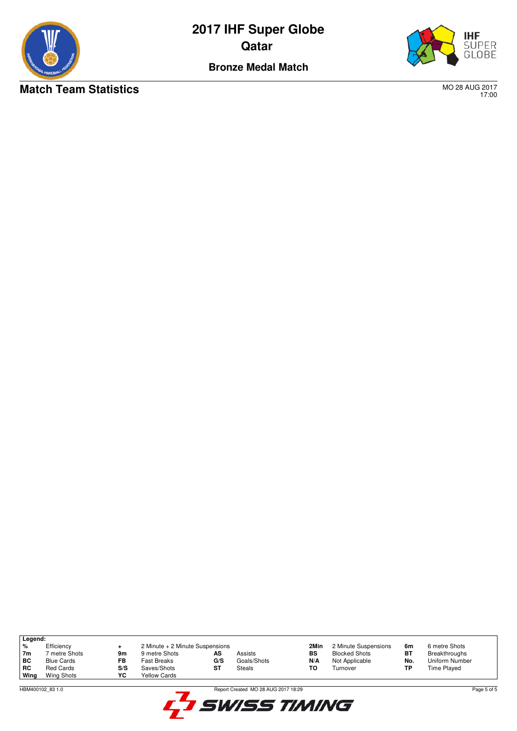# 2017 IHF Super Globe

## Qatar

### Bronze Medal Match

### Match Team Statistics

MO 28 AUG 2017
17:00

**Legend:**

| | | | | | | | | | |
|---|---|---|---|---|---|---|---|---|---|
| **%** | Efficiency | **+** | 2 Minute + 2 Minute Suspensions | | | **2Min** | 2 Minute Suspensions | **6m** | 6 metre Shots |
| **7m** | 7 metre Shots | **9m** | 9 metre Shots | **AS** | Assists | **BS** | Blocked Shots | **BT** | Breakthroughs |
| **BC** | Blue Cards | **FB** | Fast Breaks | **G/S** | Goals/Shots | **N/A** | Not Applicable | **No.** | Uniform Number |
| **RC** | Red Cards | **S/S** | Saves/Shots | **ST** | Steals | **TO** | Turnover | **TP** | Time Played |
| **Wing** | Wing Shots | **YC** | Yellow Cards | | | | | | |

HBM400102_83 1.0

Report Created MO 28 AUG 2017 18:29